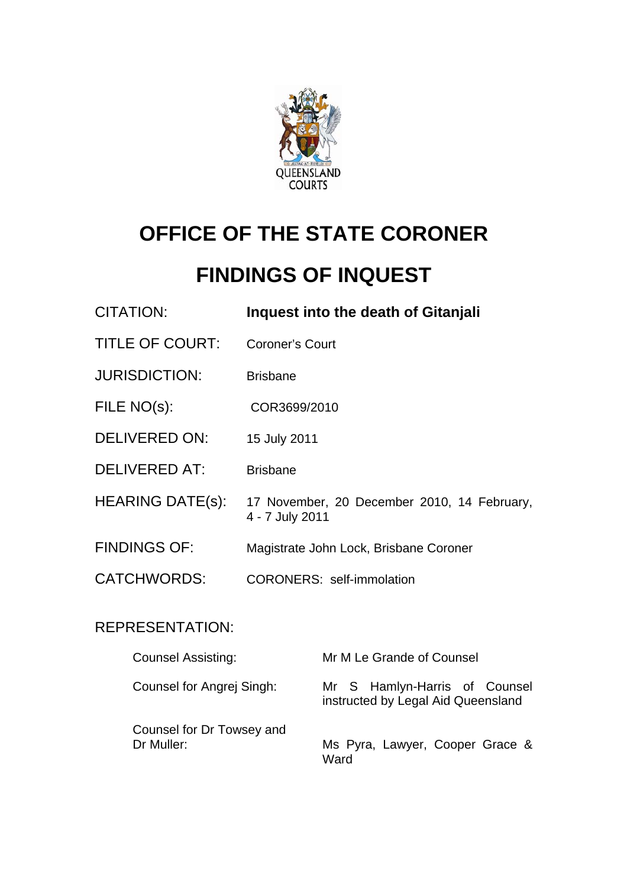QUEENSLAND COURTS

# OFFICE OF THE STATE CORONER

# FINDINGS OF INQUEST

| | |
|---|---|
| CITATION: | **Inquest into the death of Gitanjali** |
| TITLE OF COURT: | Coroner's Court |
| JURISDICTION: | Brisbane |
| FILE NO(s): | COR3699/2010 |
| DELIVERED ON: | 15 July 2011 |
| DELIVERED AT: | Brisbane |
| HEARING DATE(s): | 17 November, 20 December 2010, 14 February, 4 - 7 July 2011 |
| FINDINGS OF: | Magistrate John Lock, Brisbane Coroner |
| CATCHWORDS: | CORONERS: self-immolation |

REPRESENTATION:

| | |
|---|---|
| Counsel Assisting: | Mr M Le Grande of Counsel |
| Counsel for Angrej Singh: | Mr S Hamlyn-Harris of Counsel instructed by Legal Aid Queensland |
| Counsel for Dr Towsey and Dr Muller: | Ms Pyra, Lawyer, Cooper Grace & Ward |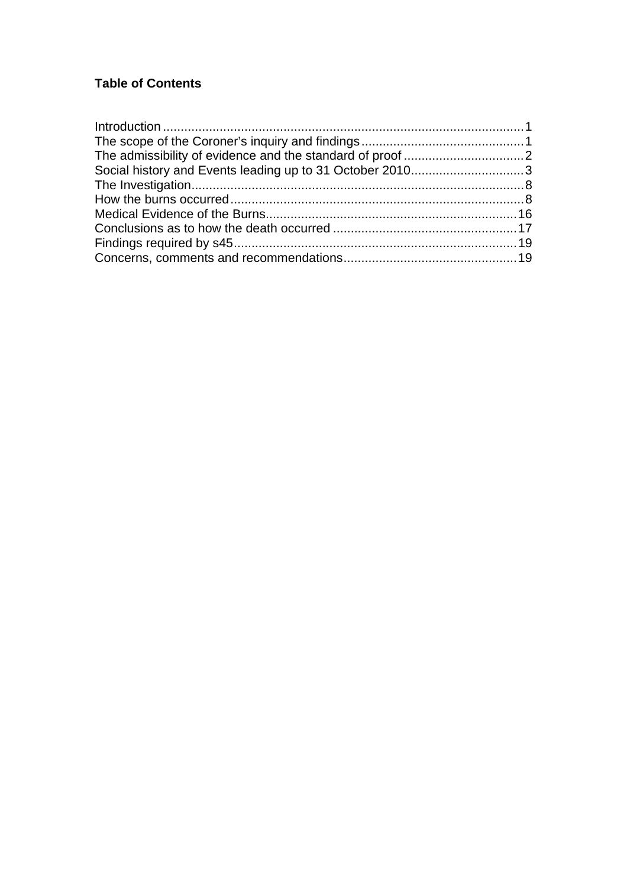**Table of Contents**

Introduction ..................................................................................................... 1
The scope of the Coroner's inquiry and findings ............................................. 1
The admissibility of evidence and the standard of proof .................................. 2
Social history and Events leading up to 31 October 2010................................ 3
The Investigation............................................................................................. 8
How the burns occurred .................................................................................. 8
Medical Evidence of the Burns....................................................................... 16
Conclusions as to how the death occurred .................................................... 17
Findings required by s45 ............................................................................... 19
Concerns, comments and recommendations ................................................. 19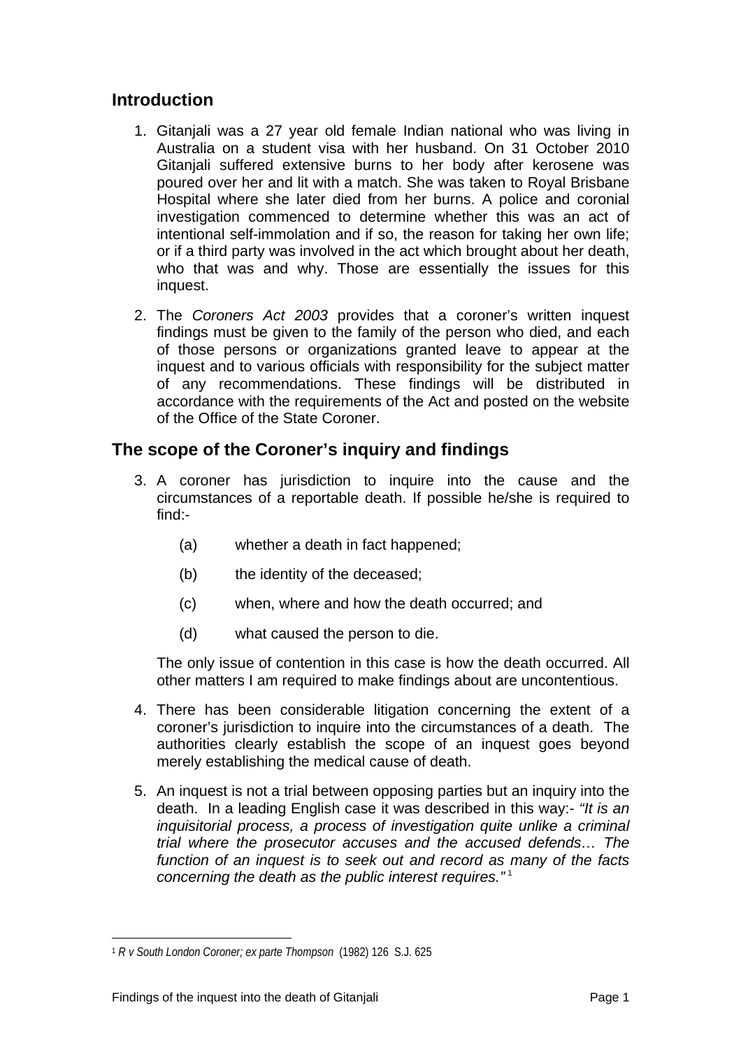## Introduction

1. Gitanjali was a 27 year old female Indian national who was living in Australia on a student visa with her husband. On 31 October 2010 Gitanjali suffered extensive burns to her body after kerosene was poured over her and lit with a match. She was taken to Royal Brisbane Hospital where she later died from her burns. A police and coronial investigation commenced to determine whether this was an act of intentional self-immolation and if so, the reason for taking her own life; or if a third party was involved in the act which brought about her death, who that was and why. Those are essentially the issues for this inquest.

2. The *Coroners Act 2003* provides that a coroner's written inquest findings must be given to the family of the person who died, and each of those persons or organizations granted leave to appear at the inquest and to various officials with responsibility for the subject matter of any recommendations. These findings will be distributed in accordance with the requirements of the Act and posted on the website of the Office of the State Coroner.

## The scope of the Coroner's inquiry and findings

3. A coroner has jurisdiction to inquire into the cause and the circumstances of a reportable death. If possible he/she is required to find:-

   (a) whether a death in fact happened;

   (b) the identity of the deceased;

   (c) when, where and how the death occurred; and

   (d) what caused the person to die.

   The only issue of contention in this case is how the death occurred. All other matters I am required to make findings about are uncontentious.

4. There has been considerable litigation concerning the extent of a coroner's jurisdiction to inquire into the circumstances of a death. The authorities clearly establish the scope of an inquest goes beyond merely establishing the medical cause of death.

5. An inquest is not a trial between opposing parties but an inquiry into the death. In a leading English case it was described in this way:- *"It is an inquisitorial process, a process of investigation quite unlike a criminal trial where the prosecutor accuses and the accused defends… The function of an inquest is to seek out and record as many of the facts concerning the death as the public interest requires."* [1]

---

[1] *R v South London Coroner; ex parte Thompson* (1982) 126 S.J. 625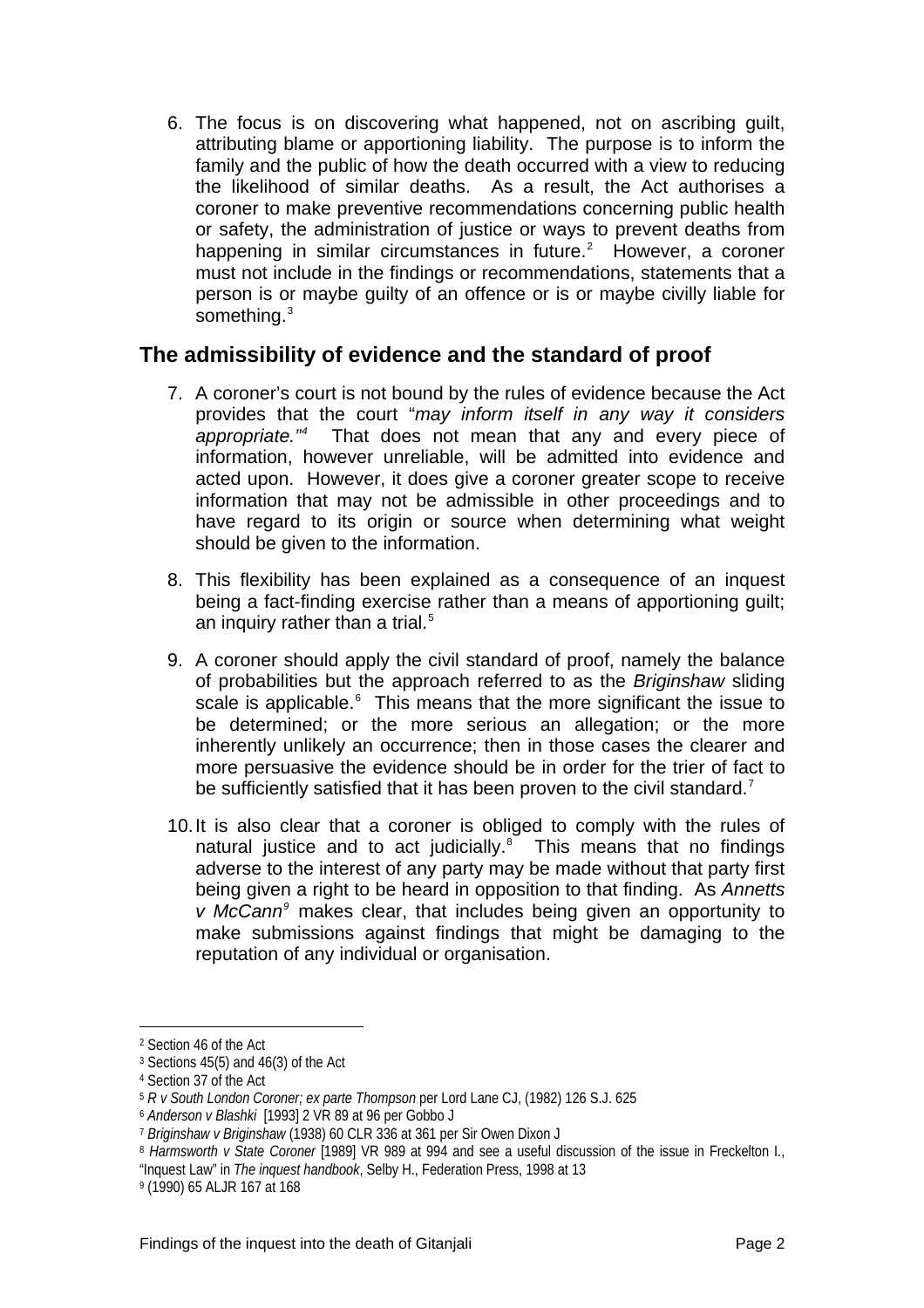6. The focus is on discovering what happened, not on ascribing guilt, attributing blame or apportioning liability. The purpose is to inform the family and the public of how the death occurred with a view to reducing the likelihood of similar deaths. As a result, the Act authorises a coroner to make preventive recommendations concerning public health or safety, the administration of justice or ways to prevent deaths from happening in similar circumstances in future.[2] However, a coroner must not include in the findings or recommendations, statements that a person is or maybe guilty of an offence or is or maybe civilly liable for something.[3]

## The admissibility of evidence and the standard of proof

7. A coroner's court is not bound by the rules of evidence because the Act provides that the court "*may inform itself in any way it considers appropriate.*"[4] That does not mean that any and every piece of information, however unreliable, will be admitted into evidence and acted upon. However, it does give a coroner greater scope to receive information that may not be admissible in other proceedings and to have regard to its origin or source when determining what weight should be given to the information.

8. This flexibility has been explained as a consequence of an inquest being a fact-finding exercise rather than a means of apportioning guilt; an inquiry rather than a trial.[5]

9. A coroner should apply the civil standard of proof, namely the balance of probabilities but the approach referred to as the *Briginshaw* sliding scale is applicable.[6] This means that the more significant the issue to be determined; or the more serious an allegation; or the more inherently unlikely an occurrence; then in those cases the clearer and more persuasive the evidence should be in order for the trier of fact to be sufficiently satisfied that it has been proven to the civil standard.[7]

10. It is also clear that a coroner is obliged to comply with the rules of natural justice and to act judicially.[8] This means that no findings adverse to the interest of any party may be made without that party first being given a right to be heard in opposition to that finding. As *Annetts v McCann*[9] makes clear, that includes being given an opportunity to make submissions against findings that might be damaging to the reputation of any individual or organisation.

---

[2] Section 46 of the Act

[3] Sections 45(5) and 46(3) of the Act

[4] Section 37 of the Act

[5] *R v South London Coroner; ex parte Thompson* per Lord Lane CJ, (1982) 126 S.J. 625

[6] *Anderson v Blashki* [1993] 2 VR 89 at 96 per Gobbo J

[7] *Briginshaw v Briginshaw* (1938) 60 CLR 336 at 361 per Sir Owen Dixon J

[8] *Harmsworth v State Coroner* [1989] VR 989 at 994 and see a useful discussion of the issue in Freckelton I., "Inquest Law" in *The inquest handbook*, Selby H., Federation Press, 1998 at 13

[9] (1990) 65 ALJR 167 at 168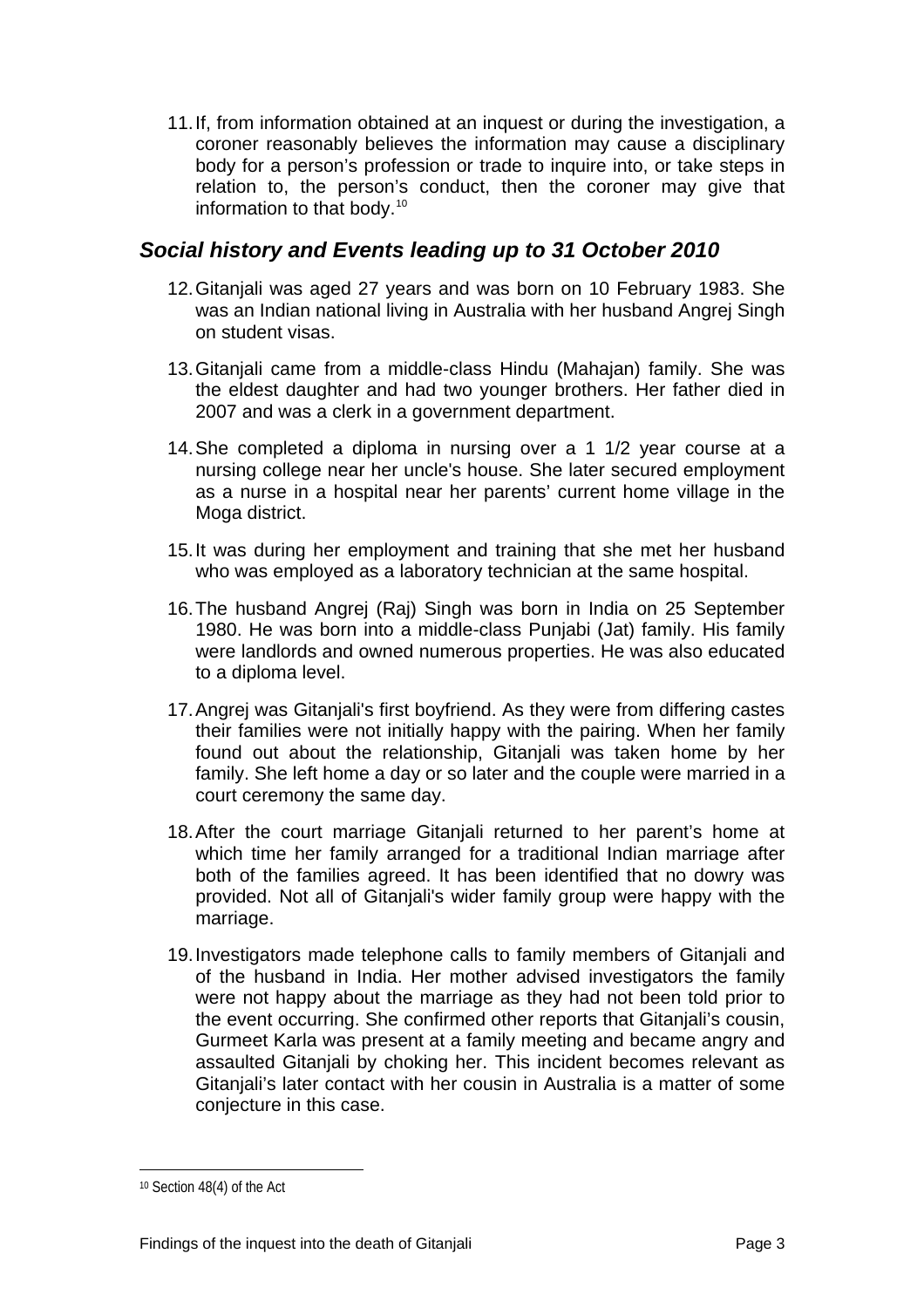11. If, from information obtained at an inquest or during the investigation, a coroner reasonably believes the information may cause a disciplinary body for a person's profession or trade to inquire into, or take steps in relation to, the person's conduct, then the coroner may give that information to that body.[10]

## *Social history and Events leading up to 31 October 2010*

12. Gitanjali was aged 27 years and was born on 10 February 1983. She was an Indian national living in Australia with her husband Angrej Singh on student visas.

13. Gitanjali came from a middle-class Hindu (Mahajan) family. She was the eldest daughter and had two younger brothers. Her father died in 2007 and was a clerk in a government department.

14. She completed a diploma in nursing over a 1 1/2 year course at a nursing college near her uncle's house. She later secured employment as a nurse in a hospital near her parents' current home village in the Moga district.

15. It was during her employment and training that she met her husband who was employed as a laboratory technician at the same hospital.

16. The husband Angrej (Raj) Singh was born in India on 25 September 1980. He was born into a middle-class Punjabi (Jat) family. His family were landlords and owned numerous properties. He was also educated to a diploma level.

17. Angrej was Gitanjali's first boyfriend. As they were from differing castes their families were not initially happy with the pairing. When her family found out about the relationship, Gitanjali was taken home by her family. She left home a day or so later and the couple were married in a court ceremony the same day.

18. After the court marriage Gitanjali returned to her parent's home at which time her family arranged for a traditional Indian marriage after both of the families agreed. It has been identified that no dowry was provided. Not all of Gitanjali's wider family group were happy with the marriage.

19. Investigators made telephone calls to family members of Gitanjali and of the husband in India. Her mother advised investigators the family were not happy about the marriage as they had not been told prior to the event occurring. She confirmed other reports that Gitanjali's cousin, Gurmeet Karla was present at a family meeting and became angry and assaulted Gitanjali by choking her. This incident becomes relevant as Gitanjali's later contact with her cousin in Australia is a matter of some conjecture in this case.

---

[10] Section 48(4) of the Act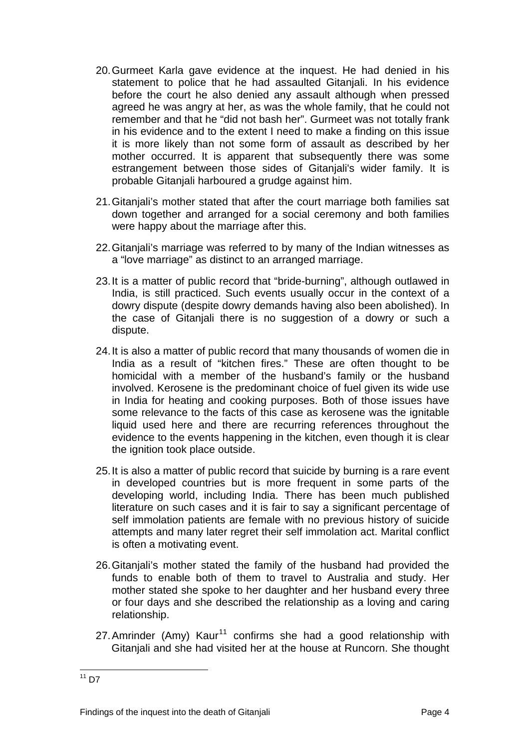20. Gurmeet Karla gave evidence at the inquest. He had denied in his statement to police that he had assaulted Gitanjali. In his evidence before the court he also denied any assault although when pressed agreed he was angry at her, as was the whole family, that he could not remember and that he "did not bash her". Gurmeet was not totally frank in his evidence and to the extent I need to make a finding on this issue it is more likely than not some form of assault as described by her mother occurred. It is apparent that subsequently there was some estrangement between those sides of Gitanjali's wider family. It is probable Gitanjali harboured a grudge against him.

21. Gitanjali's mother stated that after the court marriage both families sat down together and arranged for a social ceremony and both families were happy about the marriage after this.

22. Gitanjali's marriage was referred to by many of the Indian witnesses as a "love marriage" as distinct to an arranged marriage.

23. It is a matter of public record that "bride-burning", although outlawed in India, is still practiced. Such events usually occur in the context of a dowry dispute (despite dowry demands having also been abolished). In the case of Gitanjali there is no suggestion of a dowry or such a dispute.

24. It is also a matter of public record that many thousands of women die in India as a result of "kitchen fires." These are often thought to be homicidal with a member of the husband's family or the husband involved. Kerosene is the predominant choice of fuel given its wide use in India for heating and cooking purposes. Both of those issues have some relevance to the facts of this case as kerosene was the ignitable liquid used here and there are recurring references throughout the evidence to the events happening in the kitchen, even though it is clear the ignition took place outside.

25. It is also a matter of public record that suicide by burning is a rare event in developed countries but is more frequent in some parts of the developing world, including India. There has been much published literature on such cases and it is fair to say a significant percentage of self immolation patients are female with no previous history of suicide attempts and many later regret their self immolation act. Marital conflict is often a motivating event.

26. Gitanjali's mother stated the family of the husband had provided the funds to enable both of them to travel to Australia and study. Her mother stated she spoke to her daughter and her husband every three or four days and she described the relationship as a loving and caring relationship.

27. Amrinder (Amy) Kaur[11] confirms she had a good relationship with Gitanjali and she had visited her at the house at Runcorn. She thought

[11] D7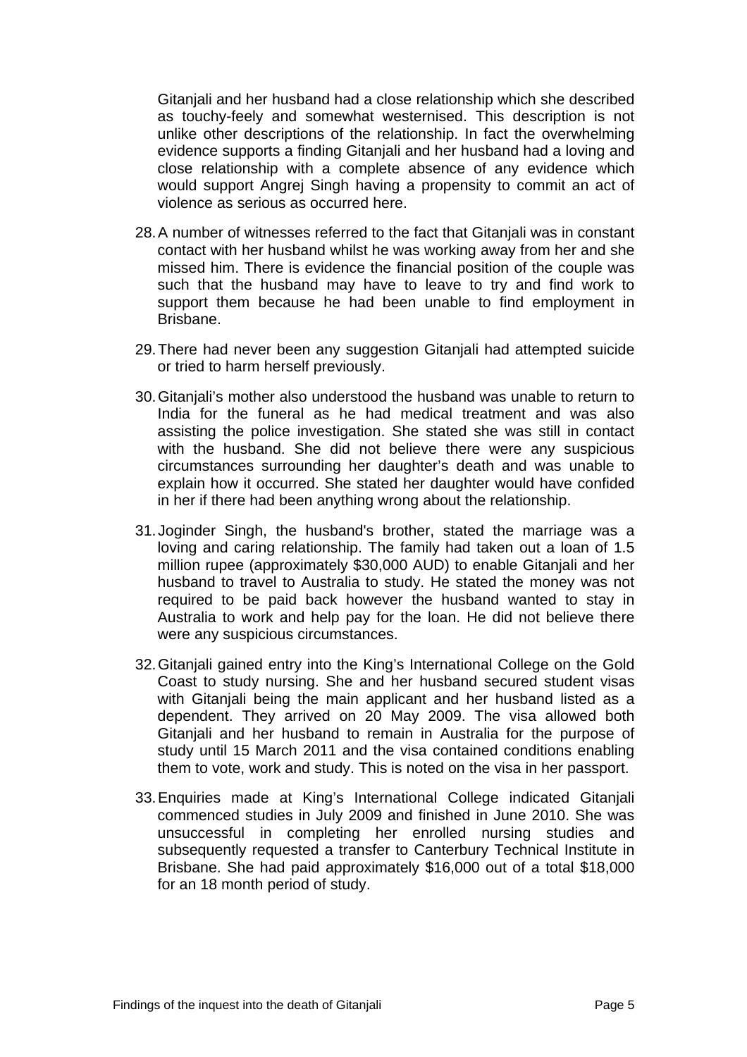Gitanjali and her husband had a close relationship which she described as touchy-feely and somewhat westernised. This description is not unlike other descriptions of the relationship. In fact the overwhelming evidence supports a finding Gitanjali and her husband had a loving and close relationship with a complete absence of any evidence which would support Angrej Singh having a propensity to commit an act of violence as serious as occurred here.

28. A number of witnesses referred to the fact that Gitanjali was in constant contact with her husband whilst he was working away from her and she missed him. There is evidence the financial position of the couple was such that the husband may have to leave to try and find work to support them because he had been unable to find employment in Brisbane.

29. There had never been any suggestion Gitanjali had attempted suicide or tried to harm herself previously.

30. Gitanjali's mother also understood the husband was unable to return to India for the funeral as he had medical treatment and was also assisting the police investigation. She stated she was still in contact with the husband. She did not believe there were any suspicious circumstances surrounding her daughter's death and was unable to explain how it occurred. She stated her daughter would have confided in her if there had been anything wrong about the relationship.

31. Joginder Singh, the husband's brother, stated the marriage was a loving and caring relationship. The family had taken out a loan of 1.5 million rupee (approximately $30,000 AUD) to enable Gitanjali and her husband to travel to Australia to study. He stated the money was not required to be paid back however the husband wanted to stay in Australia to work and help pay for the loan. He did not believe there were any suspicious circumstances.

32. Gitanjali gained entry into the King's International College on the Gold Coast to study nursing. She and her husband secured student visas with Gitanjali being the main applicant and her husband listed as a dependent. They arrived on 20 May 2009. The visa allowed both Gitanjali and her husband to remain in Australia for the purpose of study until 15 March 2011 and the visa contained conditions enabling them to vote, work and study. This is noted on the visa in her passport.

33. Enquiries made at King's International College indicated Gitanjali commenced studies in July 2009 and finished in June 2010. She was unsuccessful in completing her enrolled nursing studies and subsequently requested a transfer to Canterbury Technical Institute in Brisbane. She had paid approximately $16,000 out of a total $18,000 for an 18 month period of study.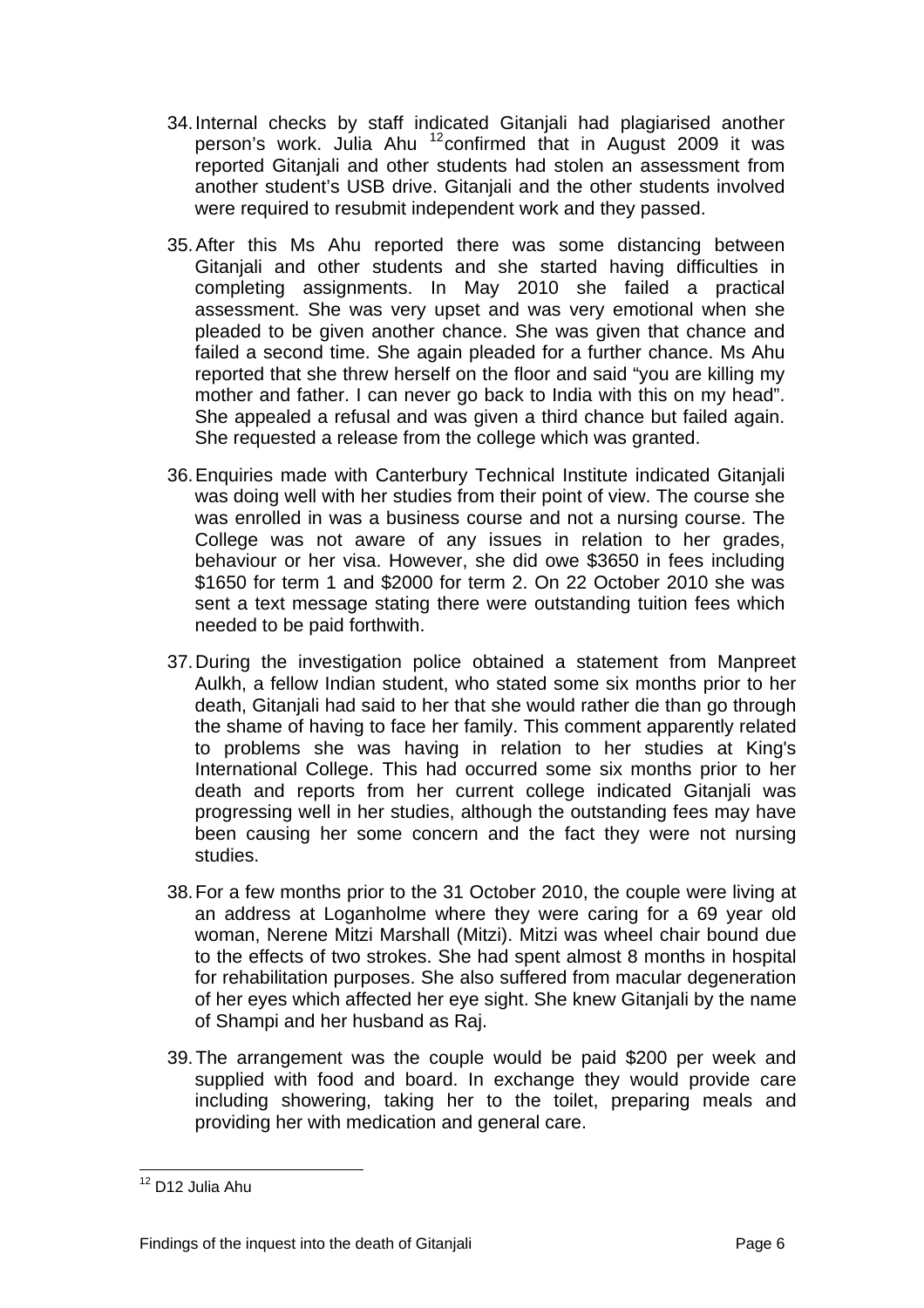34. Internal checks by staff indicated Gitanjali had plagiarised another person's work. Julia Ahu [12] confirmed that in August 2009 it was reported Gitanjali and other students had stolen an assessment from another student's USB drive. Gitanjali and the other students involved were required to resubmit independent work and they passed.

35. After this Ms Ahu reported there was some distancing between Gitanjali and other students and she started having difficulties in completing assignments. In May 2010 she failed a practical assessment. She was very upset and was very emotional when she pleaded to be given another chance. She was given that chance and failed a second time. She again pleaded for a further chance. Ms Ahu reported that she threw herself on the floor and said "you are killing my mother and father. I can never go back to India with this on my head". She appealed a refusal and was given a third chance but failed again. She requested a release from the college which was granted.

36. Enquiries made with Canterbury Technical Institute indicated Gitanjali was doing well with her studies from their point of view. The course she was enrolled in was a business course and not a nursing course. The College was not aware of any issues in relation to her grades, behaviour or her visa. However, she did owe $3650 in fees including $1650 for term 1 and $2000 for term 2. On 22 October 2010 she was sent a text message stating there were outstanding tuition fees which needed to be paid forthwith.

37. During the investigation police obtained a statement from Manpreet Aulkh, a fellow Indian student, who stated some six months prior to her death, Gitanjali had said to her that she would rather die than go through the shame of having to face her family. This comment apparently related to problems she was having in relation to her studies at King's International College. This had occurred some six months prior to her death and reports from her current college indicated Gitanjali was progressing well in her studies, although the outstanding fees may have been causing her some concern and the fact they were not nursing studies.

38. For a few months prior to the 31 October 2010, the couple were living at an address at Loganholme where they were caring for a 69 year old woman, Nerene Mitzi Marshall (Mitzi). Mitzi was wheel chair bound due to the effects of two strokes. She had spent almost 8 months in hospital for rehabilitation purposes. She also suffered from macular degeneration of her eyes which affected her eye sight. She knew Gitanjali by the name of Shampi and her husband as Raj.

39. The arrangement was the couple would be paid $200 per week and supplied with food and board. In exchange they would provide care including showering, taking her to the toilet, preparing meals and providing her with medication and general care.

---

[12] D12 Julia Ahu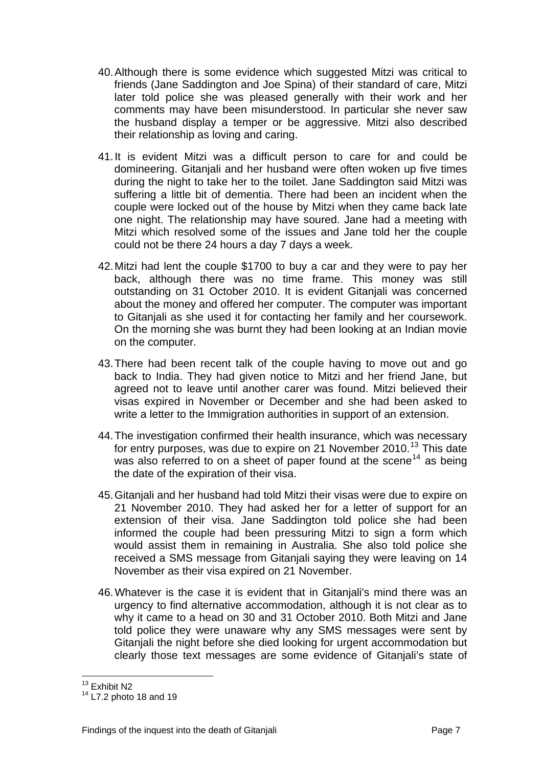40. Although there is some evidence which suggested Mitzi was critical to friends (Jane Saddington and Joe Spina) of their standard of care, Mitzi later told police she was pleased generally with their work and her comments may have been misunderstood. In particular she never saw the husband display a temper or be aggressive. Mitzi also described their relationship as loving and caring.

41. It is evident Mitzi was a difficult person to care for and could be domineering. Gitanjali and her husband were often woken up five times during the night to take her to the toilet. Jane Saddington said Mitzi was suffering a little bit of dementia. There had been an incident when the couple were locked out of the house by Mitzi when they came back late one night. The relationship may have soured. Jane had a meeting with Mitzi which resolved some of the issues and Jane told her the couple could not be there 24 hours a day 7 days a week.

42. Mitzi had lent the couple $1700 to buy a car and they were to pay her back, although there was no time frame. This money was still outstanding on 31 October 2010. It is evident Gitanjali was concerned about the money and offered her computer. The computer was important to Gitanjali as she used it for contacting her family and her coursework. On the morning she was burnt they had been looking at an Indian movie on the computer.

43. There had been recent talk of the couple having to move out and go back to India. They had given notice to Mitzi and her friend Jane, but agreed not to leave until another carer was found. Mitzi believed their visas expired in November or December and she had been asked to write a letter to the Immigration authorities in support of an extension.

44. The investigation confirmed their health insurance, which was necessary for entry purposes, was due to expire on 21 November 2010.[13] This date was also referred to on a sheet of paper found at the scene[14] as being the date of the expiration of their visa.

45. Gitanjali and her husband had told Mitzi their visas were due to expire on 21 November 2010. They had asked her for a letter of support for an extension of their visa. Jane Saddington told police she had been informed the couple had been pressuring Mitzi to sign a form which would assist them in remaining in Australia. She also told police she received a SMS message from Gitanjali saying they were leaving on 14 November as their visa expired on 21 November.

46. Whatever is the case it is evident that in Gitanjali's mind there was an urgency to find alternative accommodation, although it is not clear as to why it came to a head on 30 and 31 October 2010. Both Mitzi and Jane told police they were unaware why any SMS messages were sent by Gitanjali the night before she died looking for urgent accommodation but clearly those text messages are some evidence of Gitanjali's state of

---

[13] Exhibit N2

[14] L7.2 photo 18 and 19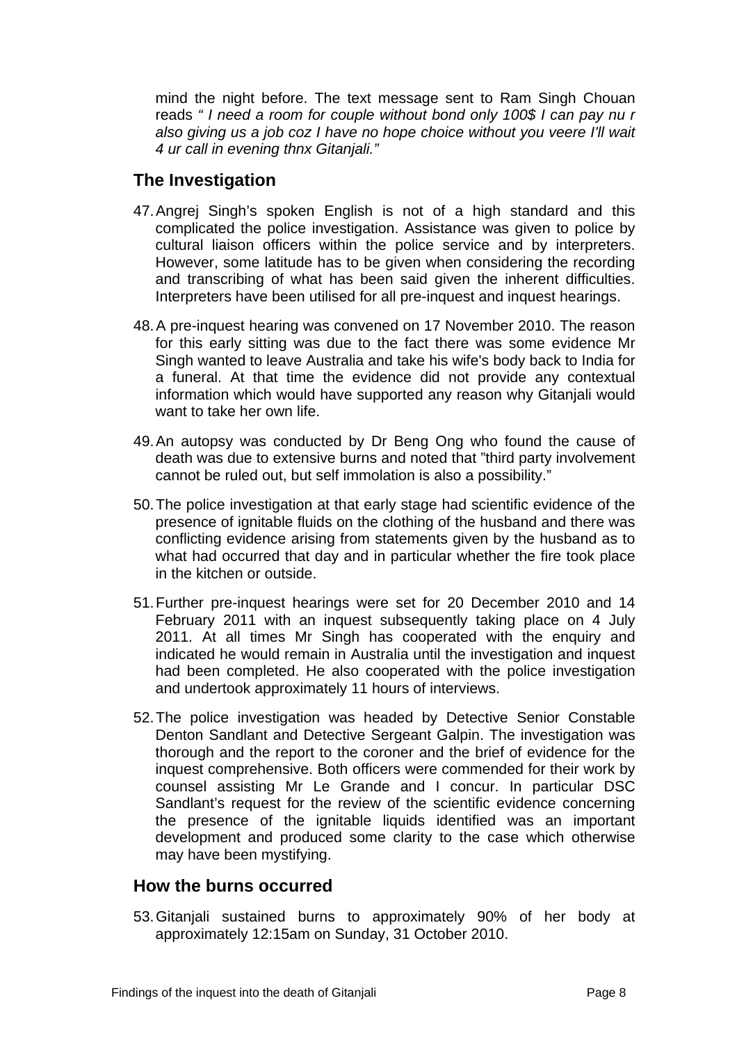mind the night before. The text message sent to Ram Singh Chouan reads *" I need a room for couple without bond only 100$ I can pay nu r also giving us a job coz I have no hope choice without you veere I'll wait 4 ur call in evening thnx Gitanjali."*

## The Investigation

47. Angrej Singh's spoken English is not of a high standard and this complicated the police investigation. Assistance was given to police by cultural liaison officers within the police service and by interpreters. However, some latitude has to be given when considering the recording and transcribing of what has been said given the inherent difficulties. Interpreters have been utilised for all pre-inquest and inquest hearings.

48. A pre-inquest hearing was convened on 17 November 2010. The reason for this early sitting was due to the fact there was some evidence Mr Singh wanted to leave Australia and take his wife's body back to India for a funeral. At that time the evidence did not provide any contextual information which would have supported any reason why Gitanjali would want to take her own life.

49. An autopsy was conducted by Dr Beng Ong who found the cause of death was due to extensive burns and noted that "third party involvement cannot be ruled out, but self immolation is also a possibility."

50. The police investigation at that early stage had scientific evidence of the presence of ignitable fluids on the clothing of the husband and there was conflicting evidence arising from statements given by the husband as to what had occurred that day and in particular whether the fire took place in the kitchen or outside.

51. Further pre-inquest hearings were set for 20 December 2010 and 14 February 2011 with an inquest subsequently taking place on 4 July 2011. At all times Mr Singh has cooperated with the enquiry and indicated he would remain in Australia until the investigation and inquest had been completed. He also cooperated with the police investigation and undertook approximately 11 hours of interviews.

52. The police investigation was headed by Detective Senior Constable Denton Sandlant and Detective Sergeant Galpin. The investigation was thorough and the report to the coroner and the brief of evidence for the inquest comprehensive. Both officers were commended for their work by counsel assisting Mr Le Grande and I concur. In particular DSC Sandlant's request for the review of the scientific evidence concerning the presence of the ignitable liquids identified was an important development and produced some clarity to the case which otherwise may have been mystifying.

## How the burns occurred

53. Gitanjali sustained burns to approximately 90% of her body at approximately 12:15am on Sunday, 31 October 2010.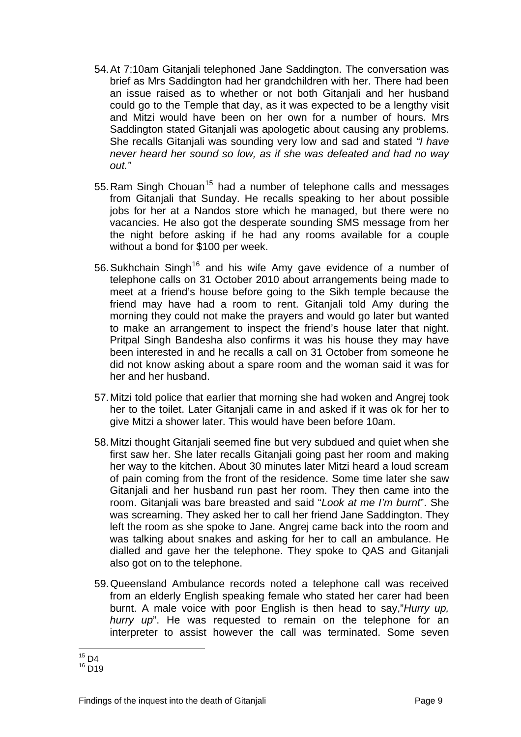54. At 7:10am Gitanjali telephoned Jane Saddington. The conversation was brief as Mrs Saddington had her grandchildren with her. There had been an issue raised as to whether or not both Gitanjali and her husband could go to the Temple that day, as it was expected to be a lengthy visit and Mitzi would have been on her own for a number of hours. Mrs Saddington stated Gitanjali was apologetic about causing any problems. She recalls Gitanjali was sounding very low and sad and stated *"I have never heard her sound so low, as if she was defeated and had no way out."*

55. Ram Singh Chouan[15] had a number of telephone calls and messages from Gitanjali that Sunday. He recalls speaking to her about possible jobs for her at a Nandos store which he managed, but there were no vacancies. He also got the desperate sounding SMS message from her the night before asking if he had any rooms available for a couple without a bond for $100 per week.

56. Sukhchain Singh[16] and his wife Amy gave evidence of a number of telephone calls on 31 October 2010 about arrangements being made to meet at a friend's house before going to the Sikh temple because the friend may have had a room to rent. Gitanjali told Amy during the morning they could not make the prayers and would go later but wanted to make an arrangement to inspect the friend's house later that night. Pritpal Singh Bandesha also confirms it was his house they may have been interested in and he recalls a call on 31 October from someone he did not know asking about a spare room and the woman said it was for her and her husband.

57. Mitzi told police that earlier that morning she had woken and Angrej took her to the toilet. Later Gitanjali came in and asked if it was ok for her to give Mitzi a shower later. This would have been before 10am.

58. Mitzi thought Gitanjali seemed fine but very subdued and quiet when she first saw her. She later recalls Gitanjali going past her room and making her way to the kitchen. About 30 minutes later Mitzi heard a loud scream of pain coming from the front of the residence. Some time later she saw Gitanjali and her husband run past her room. They then came into the room. Gitanjali was bare breasted and said "*Look at me I'm burnt*". She was screaming. They asked her to call her friend Jane Saddington. They left the room as she spoke to Jane. Angrej came back into the room and was talking about snakes and asking for her to call an ambulance. He dialled and gave her the telephone. They spoke to QAS and Gitanjali also got on to the telephone.

59. Queensland Ambulance records noted a telephone call was received from an elderly English speaking female who stated her carer had been burnt. A male voice with poor English is then head to say,"*Hurry up, hurry up*". He was requested to remain on the telephone for an interpreter to assist however the call was terminated. Some seven

---

[15] D4

[16] D19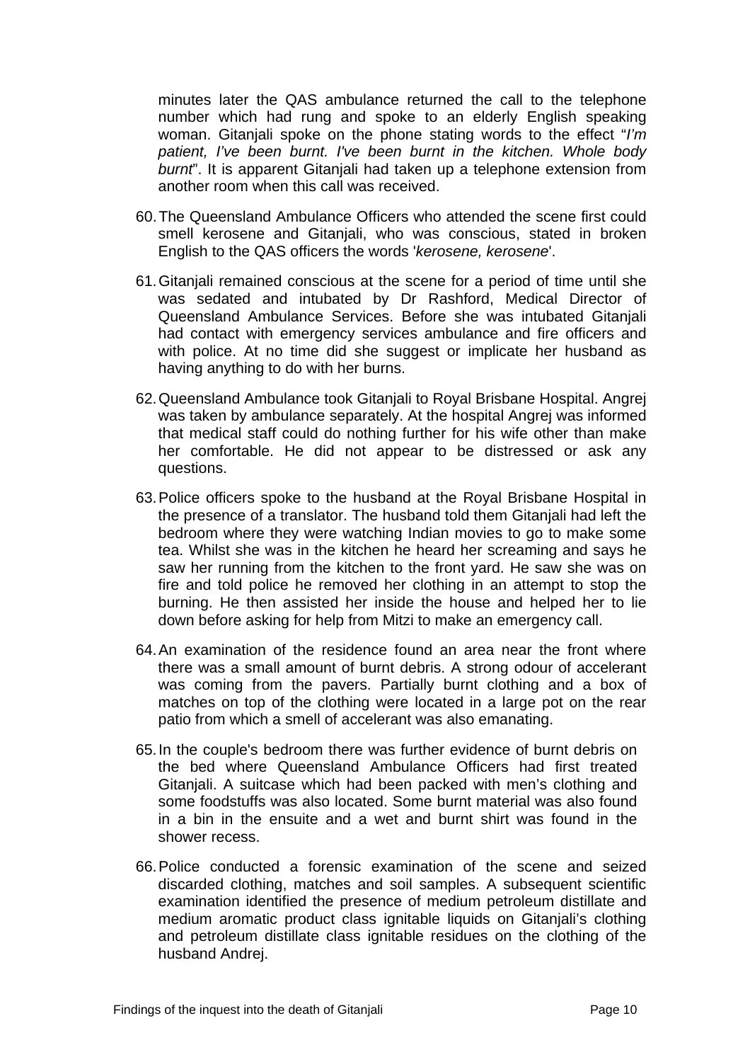minutes later the QAS ambulance returned the call to the telephone number which had rung and spoke to an elderly English speaking woman. Gitanjali spoke on the phone stating words to the effect "*I'm patient, I've been burnt. I've been burnt in the kitchen. Whole body burnt*". It is apparent Gitanjali had taken up a telephone extension from another room when this call was received.

60. The Queensland Ambulance Officers who attended the scene first could smell kerosene and Gitanjali, who was conscious, stated in broken English to the QAS officers the words '*kerosene, kerosene*'.

61. Gitanjali remained conscious at the scene for a period of time until she was sedated and intubated by Dr Rashford, Medical Director of Queensland Ambulance Services. Before she was intubated Gitanjali had contact with emergency services ambulance and fire officers and with police. At no time did she suggest or implicate her husband as having anything to do with her burns.

62. Queensland Ambulance took Gitanjali to Royal Brisbane Hospital. Angrej was taken by ambulance separately. At the hospital Angrej was informed that medical staff could do nothing further for his wife other than make her comfortable. He did not appear to be distressed or ask any questions.

63. Police officers spoke to the husband at the Royal Brisbane Hospital in the presence of a translator. The husband told them Gitanjali had left the bedroom where they were watching Indian movies to go to make some tea. Whilst she was in the kitchen he heard her screaming and says he saw her running from the kitchen to the front yard. He saw she was on fire and told police he removed her clothing in an attempt to stop the burning. He then assisted her inside the house and helped her to lie down before asking for help from Mitzi to make an emergency call.

64. An examination of the residence found an area near the front where there was a small amount of burnt debris. A strong odour of accelerant was coming from the pavers. Partially burnt clothing and a box of matches on top of the clothing were located in a large pot on the rear patio from which a smell of accelerant was also emanating.

65. In the couple's bedroom there was further evidence of burnt debris on the bed where Queensland Ambulance Officers had first treated Gitanjali. A suitcase which had been packed with men's clothing and some foodstuffs was also located. Some burnt material was also found in a bin in the ensuite and a wet and burnt shirt was found in the shower recess.

66. Police conducted a forensic examination of the scene and seized discarded clothing, matches and soil samples. A subsequent scientific examination identified the presence of medium petroleum distillate and medium aromatic product class ignitable liquids on Gitanjali's clothing and petroleum distillate class ignitable residues on the clothing of the husband Andrej.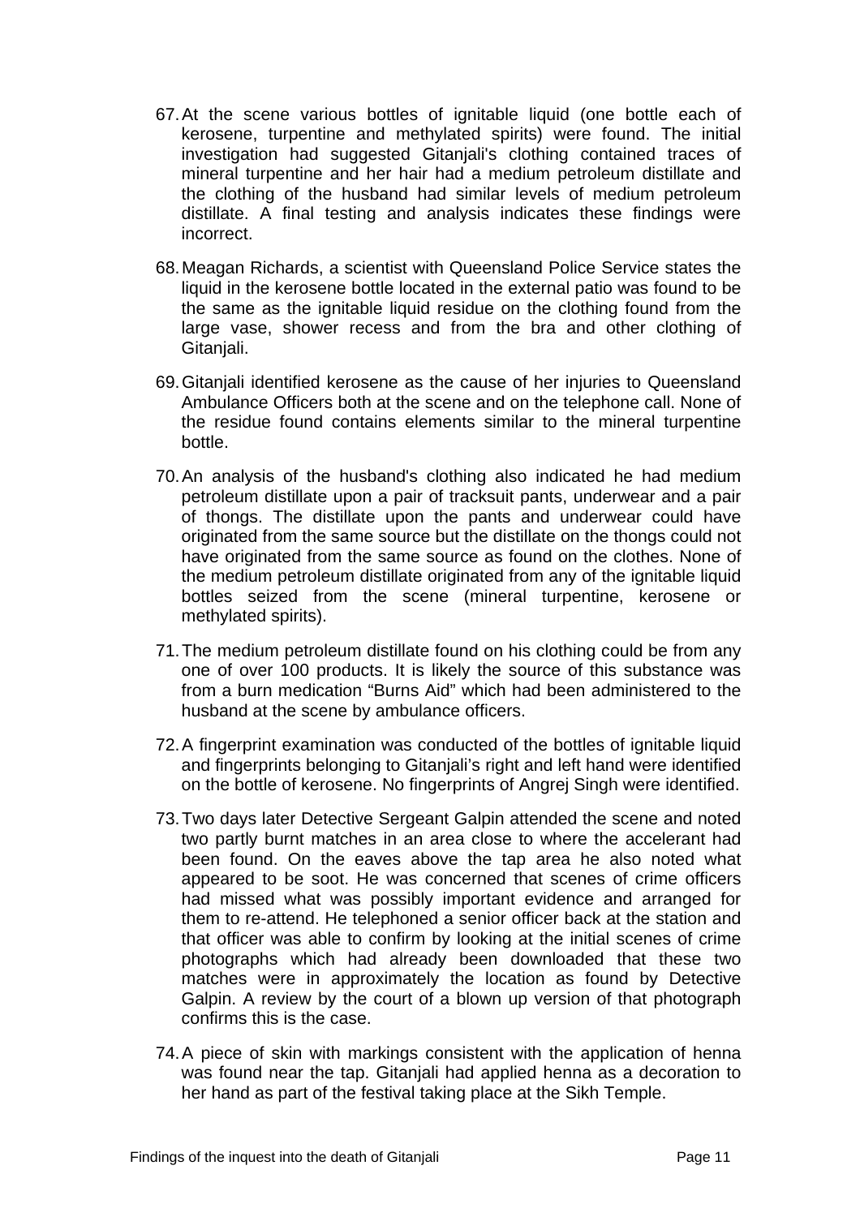67. At the scene various bottles of ignitable liquid (one bottle each of kerosene, turpentine and methylated spirits) were found. The initial investigation had suggested Gitanjali's clothing contained traces of mineral turpentine and her hair had a medium petroleum distillate and the clothing of the husband had similar levels of medium petroleum distillate. A final testing and analysis indicates these findings were incorrect.

68. Meagan Richards, a scientist with Queensland Police Service states the liquid in the kerosene bottle located in the external patio was found to be the same as the ignitable liquid residue on the clothing found from the large vase, shower recess and from the bra and other clothing of Gitanjali.

69. Gitanjali identified kerosene as the cause of her injuries to Queensland Ambulance Officers both at the scene and on the telephone call. None of the residue found contains elements similar to the mineral turpentine bottle.

70. An analysis of the husband's clothing also indicated he had medium petroleum distillate upon a pair of tracksuit pants, underwear and a pair of thongs. The distillate upon the pants and underwear could have originated from the same source but the distillate on the thongs could not have originated from the same source as found on the clothes. None of the medium petroleum distillate originated from any of the ignitable liquid bottles seized from the scene (mineral turpentine, kerosene or methylated spirits).

71. The medium petroleum distillate found on his clothing could be from any one of over 100 products. It is likely the source of this substance was from a burn medication "Burns Aid" which had been administered to the husband at the scene by ambulance officers.

72. A fingerprint examination was conducted of the bottles of ignitable liquid and fingerprints belonging to Gitanjali's right and left hand were identified on the bottle of kerosene. No fingerprints of Angrej Singh were identified.

73. Two days later Detective Sergeant Galpin attended the scene and noted two partly burnt matches in an area close to where the accelerant had been found. On the eaves above the tap area he also noted what appeared to be soot. He was concerned that scenes of crime officers had missed what was possibly important evidence and arranged for them to re-attend. He telephoned a senior officer back at the station and that officer was able to confirm by looking at the initial scenes of crime photographs which had already been downloaded that these two matches were in approximately the location as found by Detective Galpin. A review by the court of a blown up version of that photograph confirms this is the case.

74. A piece of skin with markings consistent with the application of henna was found near the tap. Gitanjali had applied henna as a decoration to her hand as part of the festival taking place at the Sikh Temple.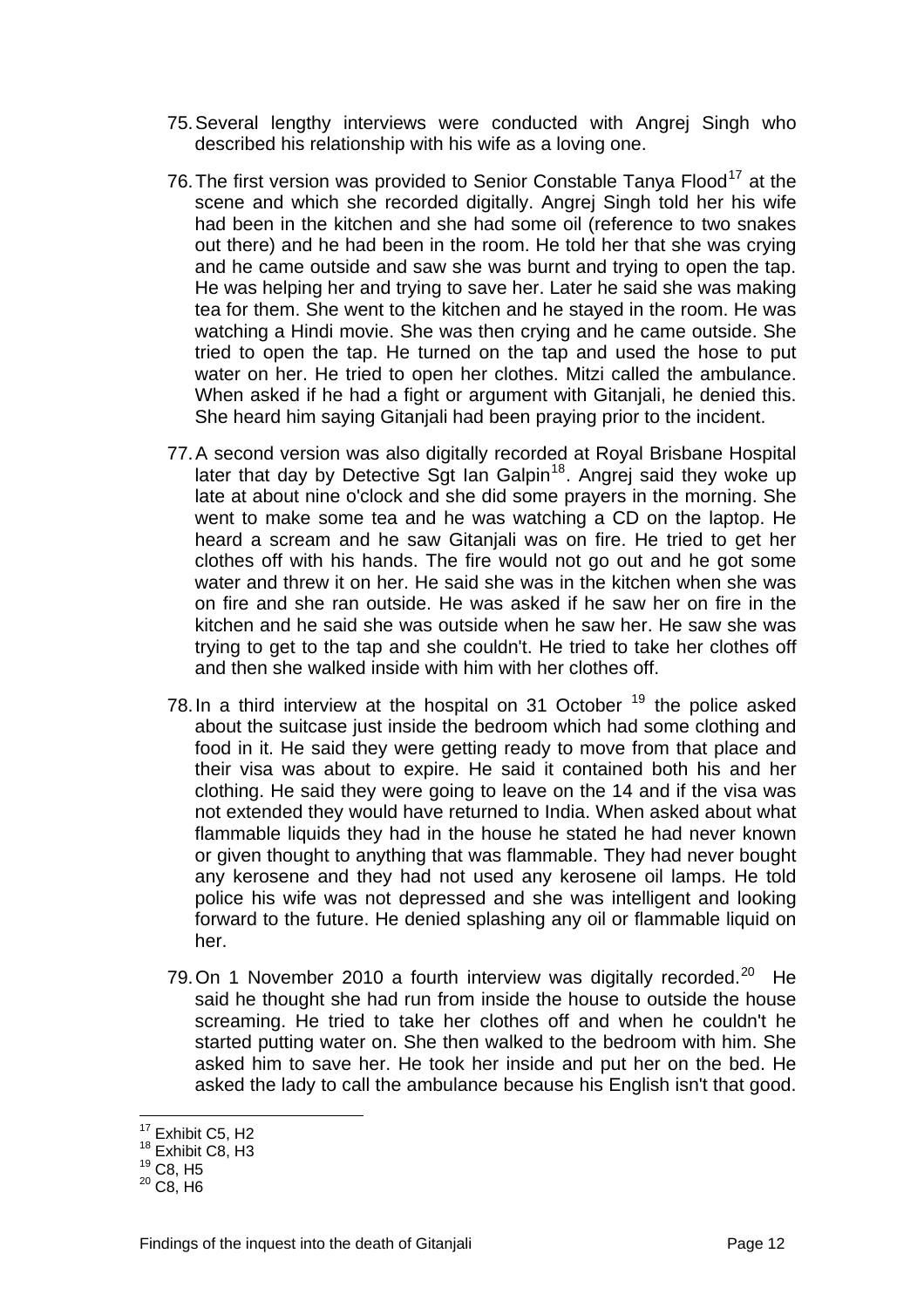75. Several lengthy interviews were conducted with Angrej Singh who described his relationship with his wife as a loving one.

76. The first version was provided to Senior Constable Tanya Flood[17] at the scene and which she recorded digitally. Angrej Singh told her his wife had been in the kitchen and she had some oil (reference to two snakes out there) and he had been in the room. He told her that she was crying and he came outside and saw she was burnt and trying to open the tap. He was helping her and trying to save her. Later he said she was making tea for them. She went to the kitchen and he stayed in the room. He was watching a Hindi movie. She was then crying and he came outside. She tried to open the tap. He turned on the tap and used the hose to put water on her. He tried to open her clothes. Mitzi called the ambulance. When asked if he had a fight or argument with Gitanjali, he denied this. She heard him saying Gitanjali had been praying prior to the incident.

77. A second version was also digitally recorded at Royal Brisbane Hospital later that day by Detective Sgt Ian Galpin[18]. Angrej said they woke up late at about nine o'clock and she did some prayers in the morning. She went to make some tea and he was watching a CD on the laptop. He heard a scream and he saw Gitanjali was on fire. He tried to get her clothes off with his hands. The fire would not go out and he got some water and threw it on her. He said she was in the kitchen when she was on fire and she ran outside. He was asked if he saw her on fire in the kitchen and he said she was outside when he saw her. He saw she was trying to get to the tap and she couldn't. He tried to take her clothes off and then she walked inside with him with her clothes off.

78. In a third interview at the hospital on 31 October [19] the police asked about the suitcase just inside the bedroom which had some clothing and food in it. He said they were getting ready to move from that place and their visa was about to expire. He said it contained both his and her clothing. He said they were going to leave on the 14 and if the visa was not extended they would have returned to India. When asked about what flammable liquids they had in the house he stated he had never known or given thought to anything that was flammable. They had never bought any kerosene and they had not used any kerosene oil lamps. He told police his wife was not depressed and she was intelligent and looking forward to the future. He denied splashing any oil or flammable liquid on her.

79. On 1 November 2010 a fourth interview was digitally recorded.[20] He said he thought she had run from inside the house to outside the house screaming. He tried to take her clothes off and when he couldn't he started putting water on. She then walked to the bedroom with him. She asked him to save her. He took her inside and put her on the bed. He asked the lady to call the ambulance because his English isn't that good.

---

[17] Exhibit C5, H2

[18] Exhibit C8, H3

[19] C8, H5

[20] C8, H6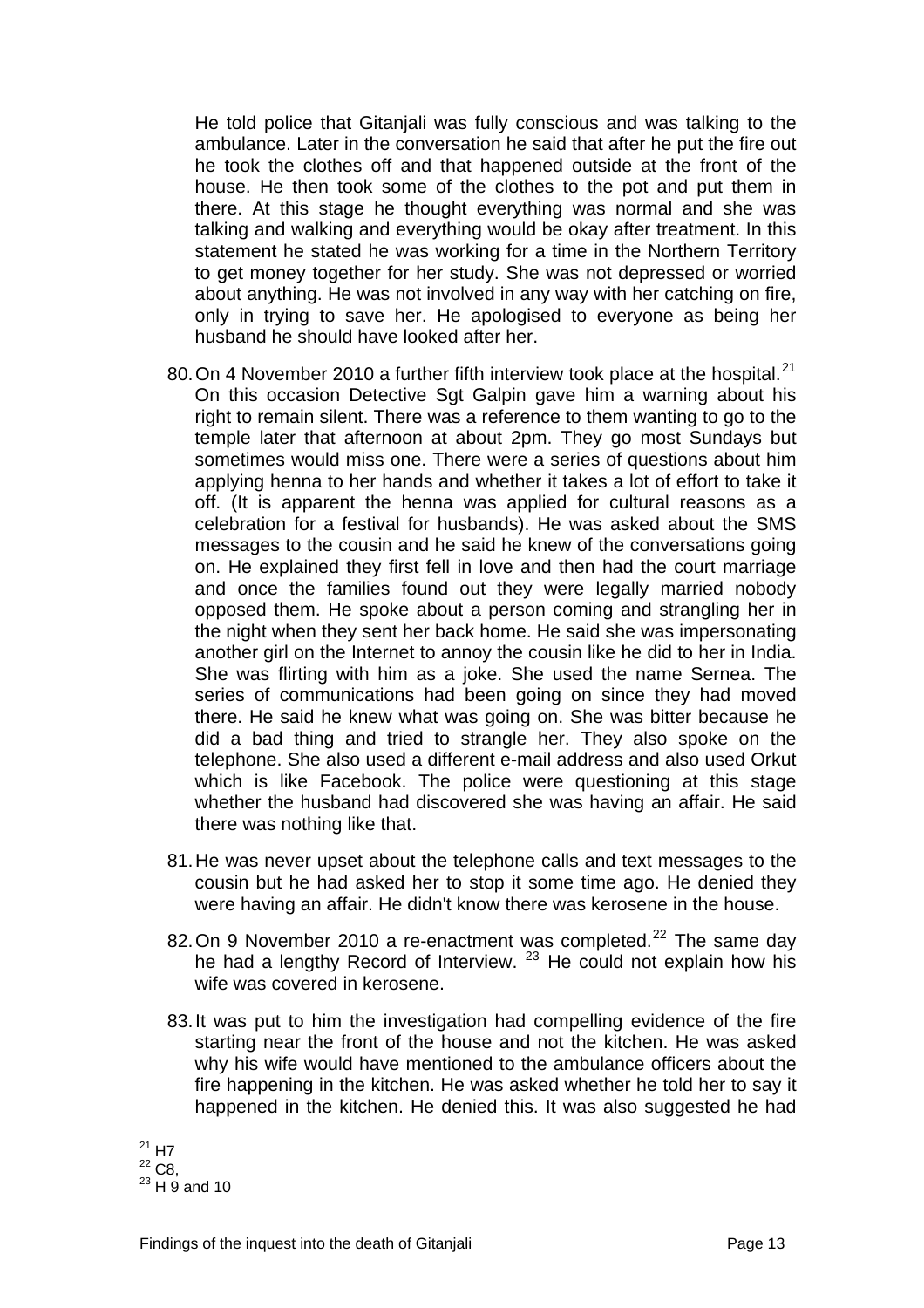He told police that Gitanjali was fully conscious and was talking to the ambulance. Later in the conversation he said that after he put the fire out he took the clothes off and that happened outside at the front of the house. He then took some of the clothes to the pot and put them in there. At this stage he thought everything was normal and she was talking and walking and everything would be okay after treatment. In this statement he stated he was working for a time in the Northern Territory to get money together for her study. She was not depressed or worried about anything. He was not involved in any way with her catching on fire, only in trying to save her. He apologised to everyone as being her husband he should have looked after her.

80. On 4 November 2010 a further fifth interview took place at the hospital.[21] On this occasion Detective Sgt Galpin gave him a warning about his right to remain silent. There was a reference to them wanting to go to the temple later that afternoon at about 2pm. They go most Sundays but sometimes would miss one. There were a series of questions about him applying henna to her hands and whether it takes a lot of effort to take it off. (It is apparent the henna was applied for cultural reasons as a celebration for a festival for husbands). He was asked about the SMS messages to the cousin and he said he knew of the conversations going on. He explained they first fell in love and then had the court marriage and once the families found out they were legally married nobody opposed them. He spoke about a person coming and strangling her in the night when they sent her back home. He said she was impersonating another girl on the Internet to annoy the cousin like he did to her in India. She was flirting with him as a joke. She used the name Sernea. The series of communications had been going on since they had moved there. He said he knew what was going on. She was bitter because he did a bad thing and tried to strangle her. They also spoke on the telephone. She also used a different e-mail address and also used Orkut which is like Facebook. The police were questioning at this stage whether the husband had discovered she was having an affair. He said there was nothing like that.

81. He was never upset about the telephone calls and text messages to the cousin but he had asked her to stop it some time ago. He denied they were having an affair. He didn't know there was kerosene in the house.

82. On 9 November 2010 a re-enactment was completed.[22] The same day he had a lengthy Record of Interview. [23] He could not explain how his wife was covered in kerosene.

83. It was put to him the investigation had compelling evidence of the fire starting near the front of the house and not the kitchen. He was asked why his wife would have mentioned to the ambulance officers about the fire happening in the kitchen. He was asked whether he told her to say it happened in the kitchen. He denied this. It was also suggested he had

---

[21] H7

[22] C8,

[23] H 9 and 10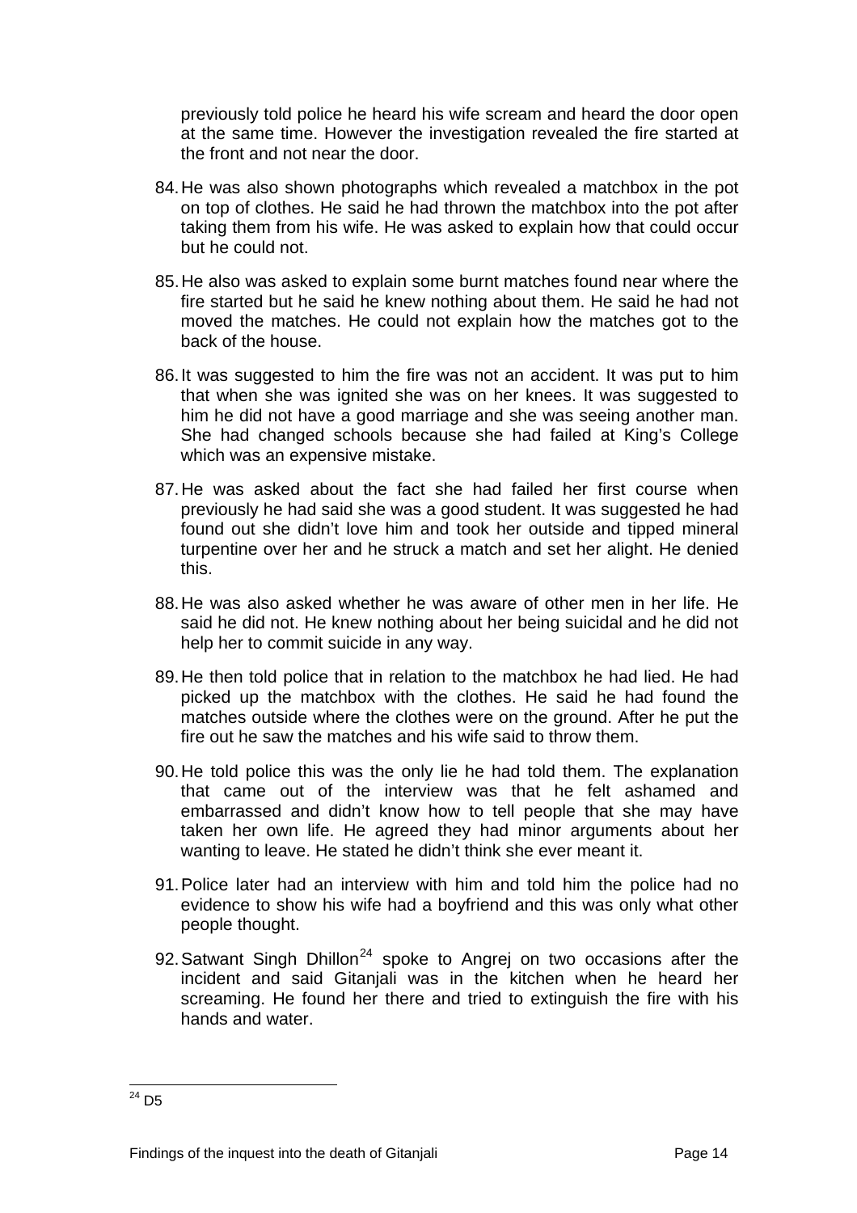previously told police he heard his wife scream and heard the door open at the same time. However the investigation revealed the fire started at the front and not near the door.

84. He was also shown photographs which revealed a matchbox in the pot on top of clothes. He said he had thrown the matchbox into the pot after taking them from his wife. He was asked to explain how that could occur but he could not.

85. He also was asked to explain some burnt matches found near where the fire started but he said he knew nothing about them. He said he had not moved the matches. He could not explain how the matches got to the back of the house.

86. It was suggested to him the fire was not an accident. It was put to him that when she was ignited she was on her knees. It was suggested to him he did not have a good marriage and she was seeing another man. She had changed schools because she had failed at King's College which was an expensive mistake.

87. He was asked about the fact she had failed her first course when previously he had said she was a good student. It was suggested he had found out she didn't love him and took her outside and tipped mineral turpentine over her and he struck a match and set her alight. He denied this.

88. He was also asked whether he was aware of other men in her life. He said he did not. He knew nothing about her being suicidal and he did not help her to commit suicide in any way.

89. He then told police that in relation to the matchbox he had lied. He had picked up the matchbox with the clothes. He said he had found the matches outside where the clothes were on the ground. After he put the fire out he saw the matches and his wife said to throw them.

90. He told police this was the only lie he had told them. The explanation that came out of the interview was that he felt ashamed and embarrassed and didn't know how to tell people that she may have taken her own life. He agreed they had minor arguments about her wanting to leave. He stated he didn't think she ever meant it.

91. Police later had an interview with him and told him the police had no evidence to show his wife had a boyfriend and this was only what other people thought.

92. Satwant Singh Dhillon[24] spoke to Angrej on two occasions after the incident and said Gitanjali was in the kitchen when he heard her screaming. He found her there and tried to extinguish the fire with his hands and water.

---

[24] D5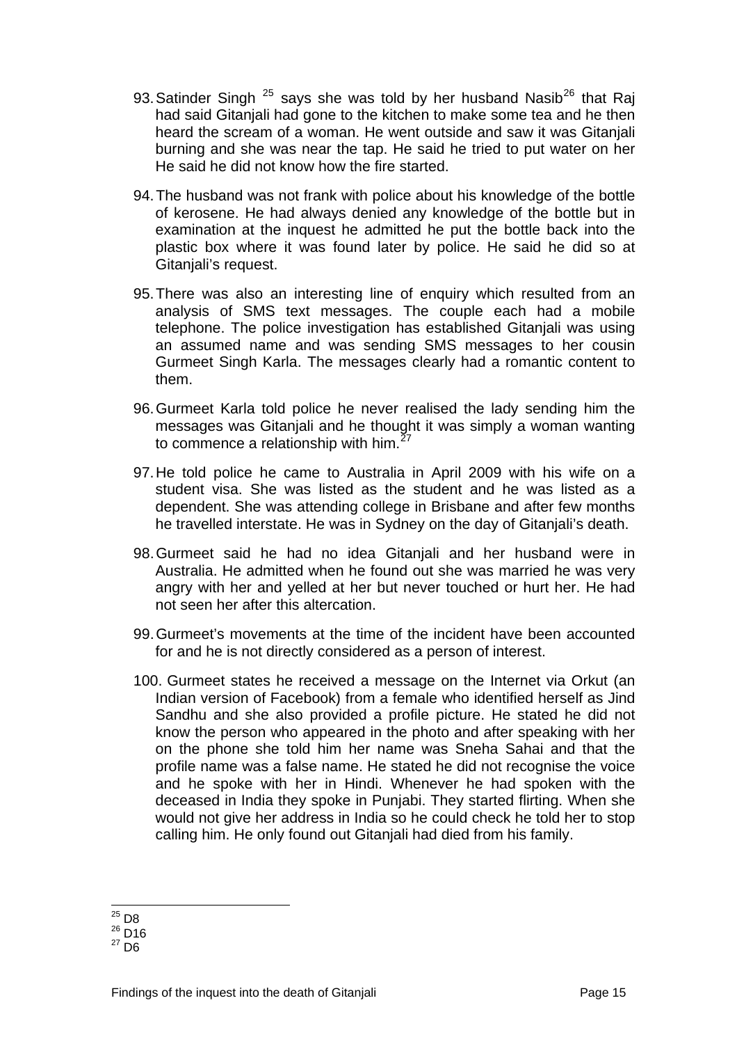93. Satinder Singh [25] says she was told by her husband Nasib[26] that Raj had said Gitanjali had gone to the kitchen to make some tea and he then heard the scream of a woman. He went outside and saw it was Gitanjali burning and she was near the tap. He said he tried to put water on her He said he did not know how the fire started.

94. The husband was not frank with police about his knowledge of the bottle of kerosene. He had always denied any knowledge of the bottle but in examination at the inquest he admitted he put the bottle back into the plastic box where it was found later by police. He said he did so at Gitanjali's request.

95. There was also an interesting line of enquiry which resulted from an analysis of SMS text messages. The couple each had a mobile telephone. The police investigation has established Gitanjali was using an assumed name and was sending SMS messages to her cousin Gurmeet Singh Karla. The messages clearly had a romantic content to them.

96. Gurmeet Karla told police he never realised the lady sending him the messages was Gitanjali and he thought it was simply a woman wanting to commence a relationship with him.[27]

97. He told police he came to Australia in April 2009 with his wife on a student visa. She was listed as the student and he was listed as a dependent. She was attending college in Brisbane and after few months he travelled interstate. He was in Sydney on the day of Gitanjali's death.

98. Gurmeet said he had no idea Gitanjali and her husband were in Australia. He admitted when he found out she was married he was very angry with her and yelled at her but never touched or hurt her. He had not seen her after this altercation.

99. Gurmeet's movements at the time of the incident have been accounted for and he is not directly considered as a person of interest.

100. Gurmeet states he received a message on the Internet via Orkut (an Indian version of Facebook) from a female who identified herself as Jind Sandhu and she also provided a profile picture. He stated he did not know the person who appeared in the photo and after speaking with her on the phone she told him her name was Sneha Sahai and that the profile name was a false name. He stated he did not recognise the voice and he spoke with her in Hindi. Whenever he had spoken with the deceased in India they spoke in Punjabi. They started flirting. When she would not give her address in India so he could check he told her to stop calling him. He only found out Gitanjali had died from his family.

---

[25] D8

[26] D16

[27] D6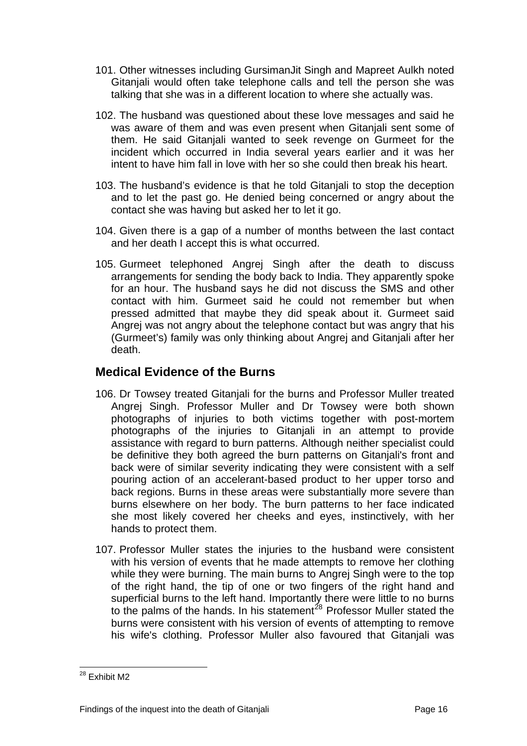101. Other witnesses including GursimanJit Singh and Mapreet Aulkh noted Gitanjali would often take telephone calls and tell the person she was talking that she was in a different location to where she actually was.

102. The husband was questioned about these love messages and said he was aware of them and was even present when Gitanjali sent some of them. He said Gitanjali wanted to seek revenge on Gurmeet for the incident which occurred in India several years earlier and it was her intent to have him fall in love with her so she could then break his heart.

103. The husband's evidence is that he told Gitanjali to stop the deception and to let the past go. He denied being concerned or angry about the contact she was having but asked her to let it go.

104. Given there is a gap of a number of months between the last contact and her death I accept this is what occurred.

105. Gurmeet telephoned Angrej Singh after the death to discuss arrangements for sending the body back to India. They apparently spoke for an hour. The husband says he did not discuss the SMS and other contact with him. Gurmeet said he could not remember but when pressed admitted that maybe they did speak about it. Gurmeet said Angrej was not angry about the telephone contact but was angry that his (Gurmeet's) family was only thinking about Angrej and Gitanjali after her death.

## Medical Evidence of the Burns

106. Dr Towsey treated Gitanjali for the burns and Professor Muller treated Angrej Singh. Professor Muller and Dr Towsey were both shown photographs of injuries to both victims together with post-mortem photographs of the injuries to Gitanjali in an attempt to provide assistance with regard to burn patterns. Although neither specialist could be definitive they both agreed the burn patterns on Gitanjali's front and back were of similar severity indicating they were consistent with a self pouring action of an accelerant-based product to her upper torso and back regions. Burns in these areas were substantially more severe than burns elsewhere on her body. The burn patterns to her face indicated she most likely covered her cheeks and eyes, instinctively, with her hands to protect them.

107. Professor Muller states the injuries to the husband were consistent with his version of events that he made attempts to remove her clothing while they were burning. The main burns to Angrej Singh were to the top of the right hand, the tip of one or two fingers of the right hand and superficial burns to the left hand. Importantly there were little to no burns to the palms of the hands. In his statement[28] Professor Muller stated the burns were consistent with his version of events of attempting to remove his wife's clothing. Professor Muller also favoured that Gitanjali was

---

[28] Exhibit M2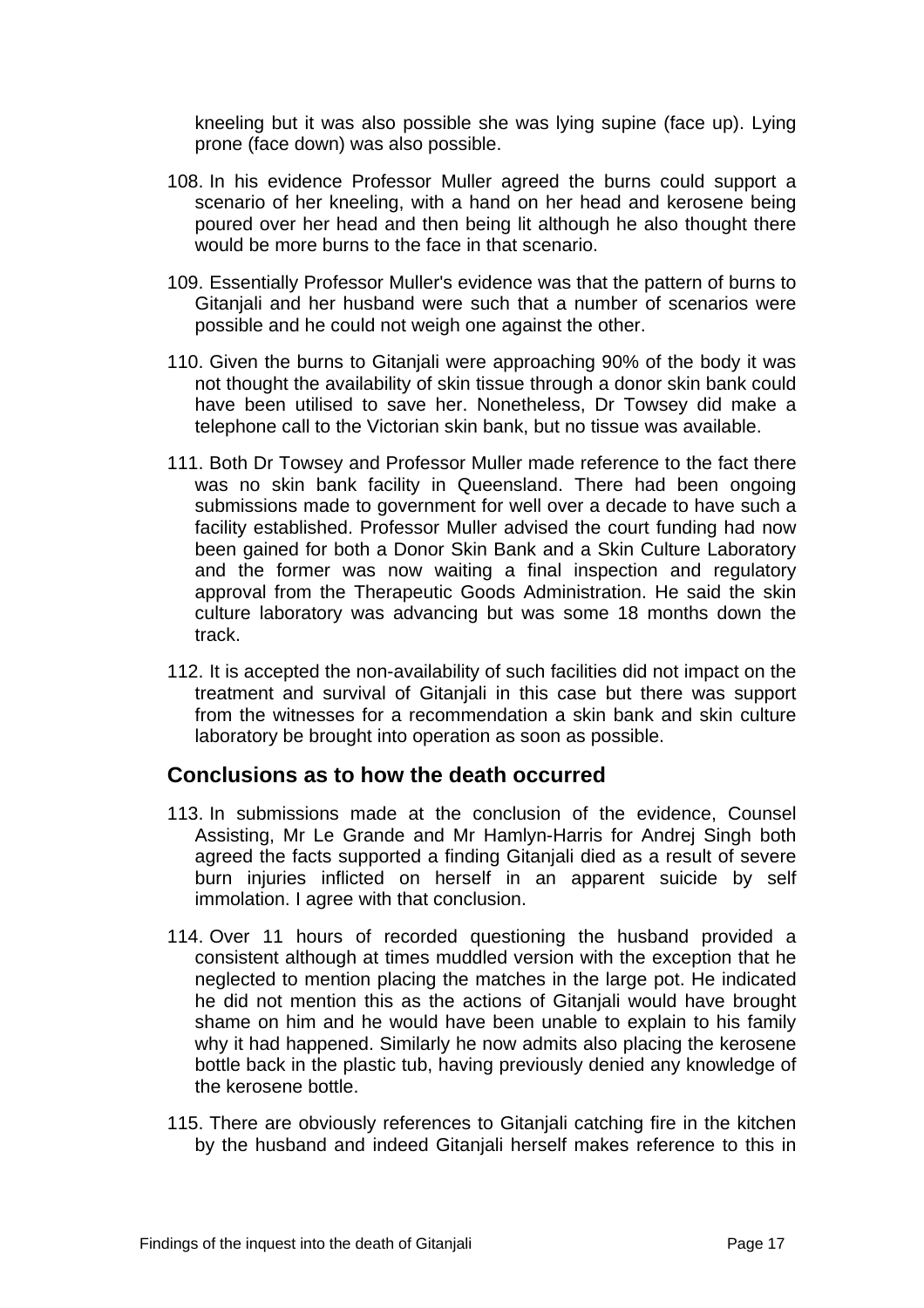kneeling but it was also possible she was lying supine (face up). Lying prone (face down) was also possible.

108. In his evidence Professor Muller agreed the burns could support a scenario of her kneeling, with a hand on her head and kerosene being poured over her head and then being lit although he also thought there would be more burns to the face in that scenario.

109. Essentially Professor Muller's evidence was that the pattern of burns to Gitanjali and her husband were such that a number of scenarios were possible and he could not weigh one against the other.

110. Given the burns to Gitanjali were approaching 90% of the body it was not thought the availability of skin tissue through a donor skin bank could have been utilised to save her. Nonetheless, Dr Towsey did make a telephone call to the Victorian skin bank, but no tissue was available.

111. Both Dr Towsey and Professor Muller made reference to the fact there was no skin bank facility in Queensland. There had been ongoing submissions made to government for well over a decade to have such a facility established. Professor Muller advised the court funding had now been gained for both a Donor Skin Bank and a Skin Culture Laboratory and the former was now waiting a final inspection and regulatory approval from the Therapeutic Goods Administration. He said the skin culture laboratory was advancing but was some 18 months down the track.

112. It is accepted the non-availability of such facilities did not impact on the treatment and survival of Gitanjali in this case but there was support from the witnesses for a recommendation a skin bank and skin culture laboratory be brought into operation as soon as possible.

## Conclusions as to how the death occurred

113. In submissions made at the conclusion of the evidence, Counsel Assisting, Mr Le Grande and Mr Hamlyn-Harris for Andrej Singh both agreed the facts supported a finding Gitanjali died as a result of severe burn injuries inflicted on herself in an apparent suicide by self immolation. I agree with that conclusion.

114. Over 11 hours of recorded questioning the husband provided a consistent although at times muddled version with the exception that he neglected to mention placing the matches in the large pot. He indicated he did not mention this as the actions of Gitanjali would have brought shame on him and he would have been unable to explain to his family why it had happened. Similarly he now admits also placing the kerosene bottle back in the plastic tub, having previously denied any knowledge of the kerosene bottle.

115. There are obviously references to Gitanjali catching fire in the kitchen by the husband and indeed Gitanjali herself makes reference to this in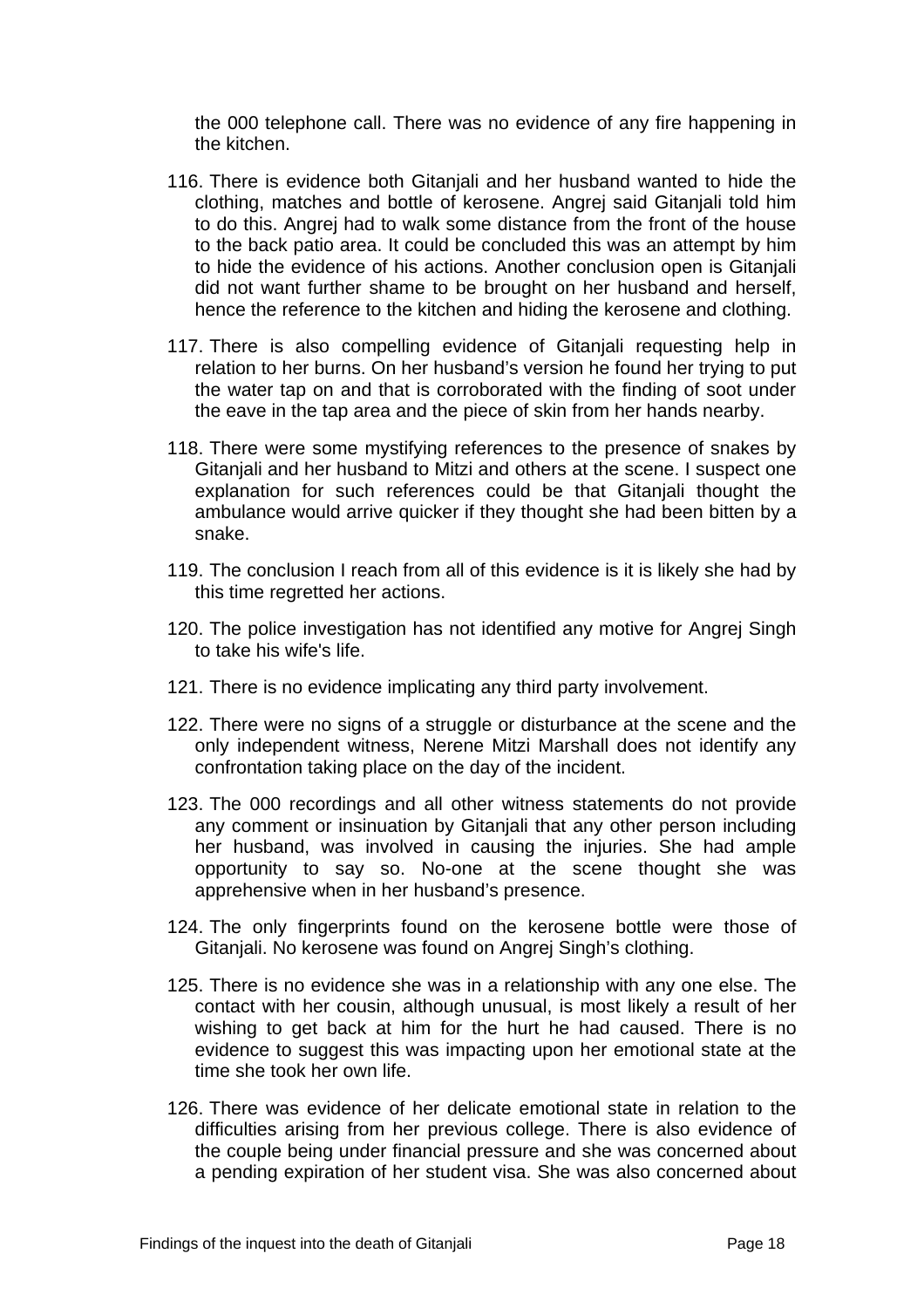the 000 telephone call. There was no evidence of any fire happening in the kitchen.

116. There is evidence both Gitanjali and her husband wanted to hide the clothing, matches and bottle of kerosene. Angrej said Gitanjali told him to do this. Angrej had to walk some distance from the front of the house to the back patio area. It could be concluded this was an attempt by him to hide the evidence of his actions. Another conclusion open is Gitanjali did not want further shame to be brought on her husband and herself, hence the reference to the kitchen and hiding the kerosene and clothing.

117. There is also compelling evidence of Gitanjali requesting help in relation to her burns. On her husband's version he found her trying to put the water tap on and that is corroborated with the finding of soot under the eave in the tap area and the piece of skin from her hands nearby.

118. There were some mystifying references to the presence of snakes by Gitanjali and her husband to Mitzi and others at the scene. I suspect one explanation for such references could be that Gitanjali thought the ambulance would arrive quicker if they thought she had been bitten by a snake.

119. The conclusion I reach from all of this evidence is it is likely she had by this time regretted her actions.

120. The police investigation has not identified any motive for Angrej Singh to take his wife's life.

121. There is no evidence implicating any third party involvement.

122. There were no signs of a struggle or disturbance at the scene and the only independent witness, Nerene Mitzi Marshall does not identify any confrontation taking place on the day of the incident.

123. The 000 recordings and all other witness statements do not provide any comment or insinuation by Gitanjali that any other person including her husband, was involved in causing the injuries. She had ample opportunity to say so. No-one at the scene thought she was apprehensive when in her husband's presence.

124. The only fingerprints found on the kerosene bottle were those of Gitanjali. No kerosene was found on Angrej Singh's clothing.

125. There is no evidence she was in a relationship with any one else. The contact with her cousin, although unusual, is most likely a result of her wishing to get back at him for the hurt he had caused. There is no evidence to suggest this was impacting upon her emotional state at the time she took her own life.

126. There was evidence of her delicate emotional state in relation to the difficulties arising from her previous college. There is also evidence of the couple being under financial pressure and she was concerned about a pending expiration of her student visa. She was also concerned about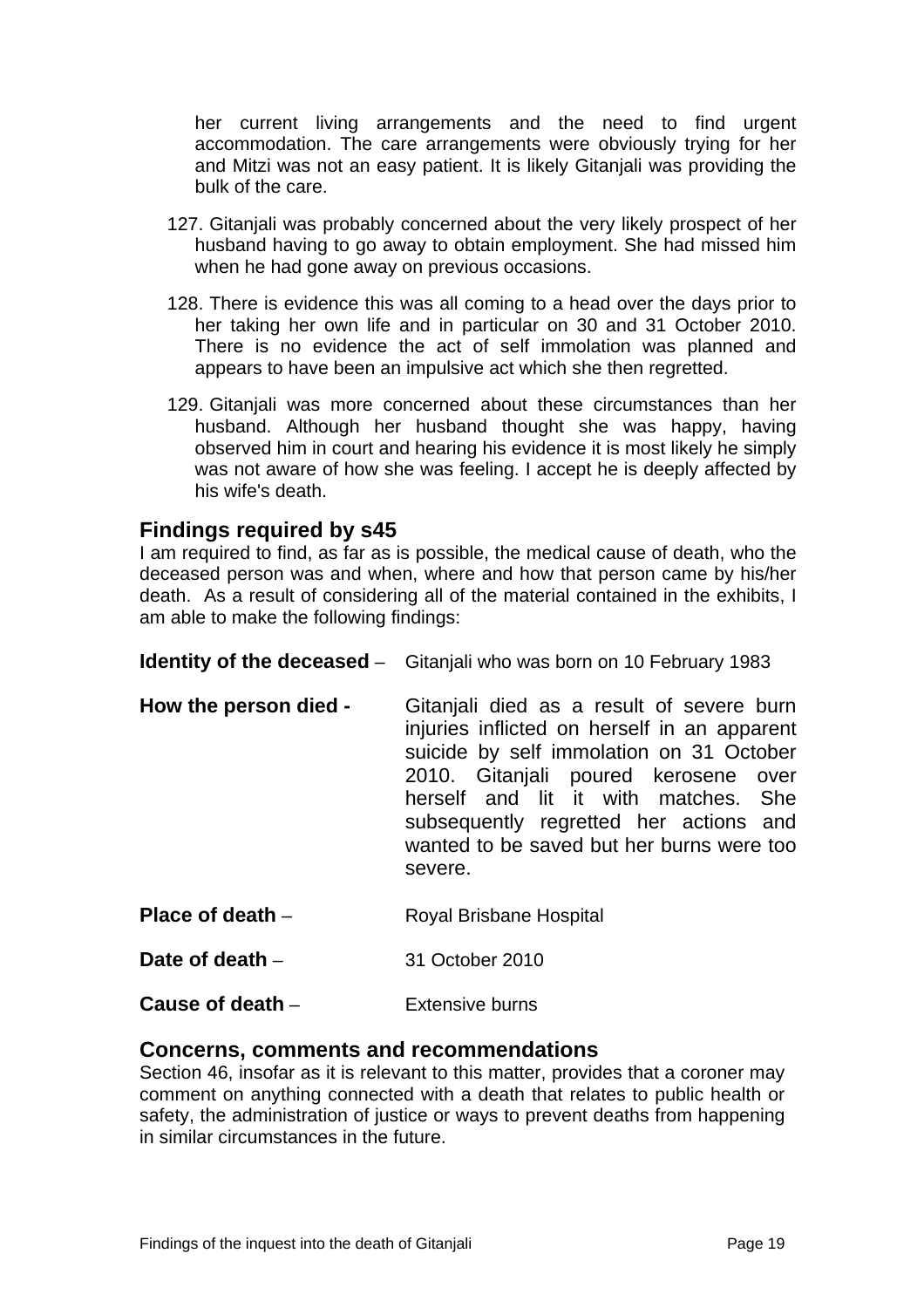her current living arrangements and the need to find urgent accommodation. The care arrangements were obviously trying for her and Mitzi was not an easy patient. It is likely Gitanjali was providing the bulk of the care.

127. Gitanjali was probably concerned about the very likely prospect of her husband having to go away to obtain employment. She had missed him when he had gone away on previous occasions.

128. There is evidence this was all coming to a head over the days prior to her taking her own life and in particular on 30 and 31 October 2010. There is no evidence the act of self immolation was planned and appears to have been an impulsive act which she then regretted.

129. Gitanjali was more concerned about these circumstances than her husband. Although her husband thought she was happy, having observed him in court and hearing his evidence it is most likely he simply was not aware of how she was feeling. I accept he is deeply affected by his wife's death.

## Findings required by s45

I am required to find, as far as is possible, the medical cause of death, who the deceased person was and when, where and how that person came by his/her death. As a result of considering all of the material contained in the exhibits, I am able to make the following findings:

**Identity of the deceased** – Gitanjali who was born on 10 February 1983

**How the person died -** Gitanjali died as a result of severe burn injuries inflicted on herself in an apparent suicide by self immolation on 31 October 2010. Gitanjali poured kerosene over herself and lit it with matches. She subsequently regretted her actions and wanted to be saved but her burns were too severe.

**Place of death** – Royal Brisbane Hospital

**Date of death** – 31 October 2010

**Cause of death** – Extensive burns

## Concerns, comments and recommendations

Section 46, insofar as it is relevant to this matter, provides that a coroner may comment on anything connected with a death that relates to public health or safety, the administration of justice or ways to prevent deaths from happening in similar circumstances in the future.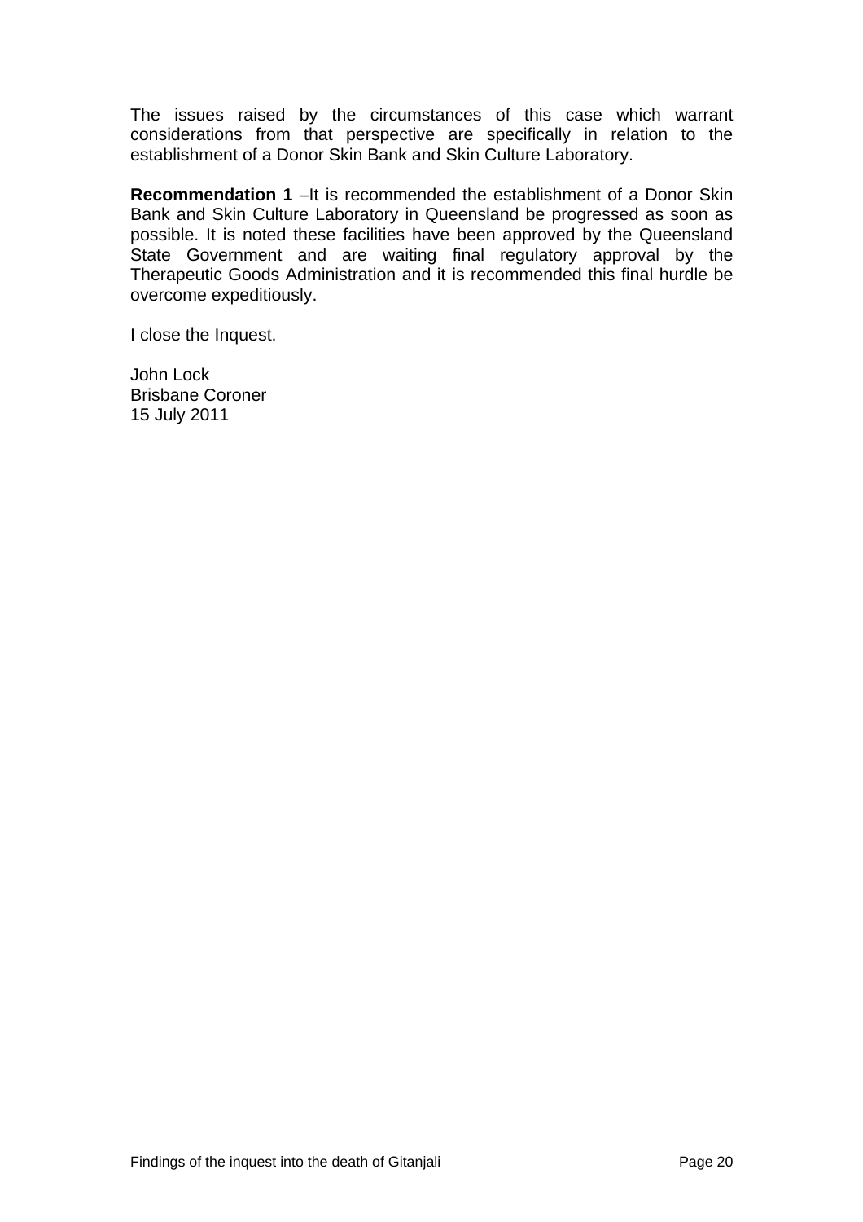The issues raised by the circumstances of this case which warrant considerations from that perspective are specifically in relation to the establishment of a Donor Skin Bank and Skin Culture Laboratory.

**Recommendation 1** –It is recommended the establishment of a Donor Skin Bank and Skin Culture Laboratory in Queensland be progressed as soon as possible. It is noted these facilities have been approved by the Queensland State Government and are waiting final regulatory approval by the Therapeutic Goods Administration and it is recommended this final hurdle be overcome expeditiously.

I close the Inquest.

John Lock
Brisbane Coroner
15 July 2011